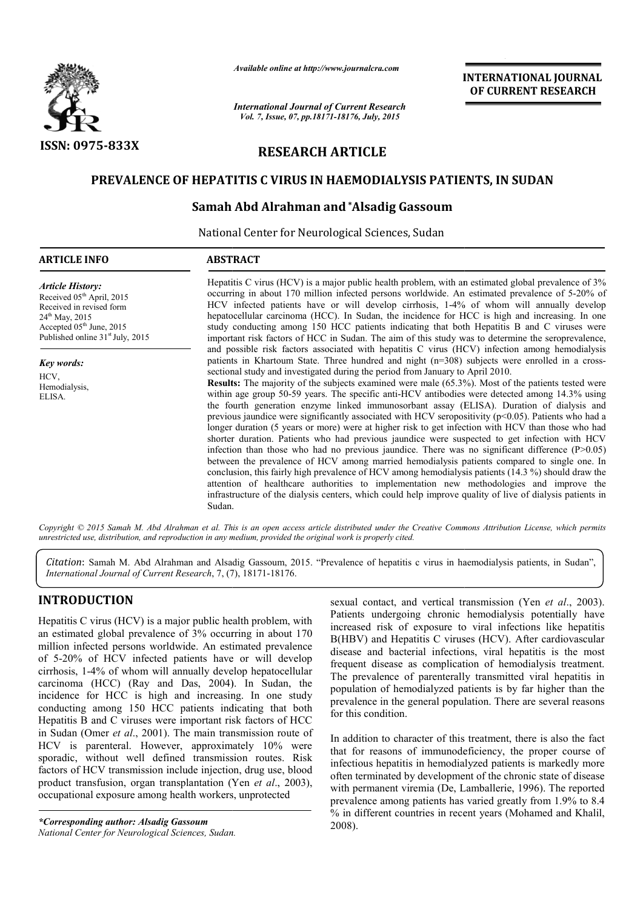# RESEARCH ARTICLE

## PREVALENCE OF HEPATITIS C VIRUS IN HAEMODIALYSIS PATIENTS, IN SUDAN

### Samah Abd Alrahman and *Alsadig Gassoum

National Center for Neurological Sciences, Sudan

**ARTICLE INFO**

*Article History:*
Received 05th April, 2015
Received in revised form
24th May, 2015
Accepted 05th June, 2015
Published online 31st July, 2015

*Key words:*
HCV,
Hemodialysis,
ELISA.

**ABSTRACT**

Hepatitis C virus (HCV) is a major public health problem, with an estimated global prevalence of 3% occurring in about 170 million infected persons worldwide. An estimated prevalence of 5-20% of HCV infected patients have or will develop cirrhosis, 1-4% of whom will annually develop hepatocellular carcinoma (HCC). In Sudan, the incidence for HCC is high and increasing. In one study conducting among 150 HCC patients indicating that both Hepatitis B and C viruses were important risk factors of HCC in Sudan. The aim of this study was to determine the seroprevalence, and possible risk factors associated with hepatitis C virus (HCV) infection among hemodialysis patients in Khartoum State. Three hundred and night (n=308) subjects were enrolled in a cross-sectional study and investigated during the period from January to April 2010.

**Results:** The majority of the subjects examined were male (65.3%). Most of the patients tested were within age group 50-59 years. The specific anti-HCV antibodies were detected among 14.3% using the fourth generation enzyme linked immunosorbant assay (ELISA). Duration of dialysis and previous jaundice were significantly associated with HCV seropositivity ($p<0.05$). Patients who had a longer duration (5 years or more) were at higher risk to get infection with HCV than those who had shorter duration. Patients who had previous jaundice were suspected to get infection with HCV infection than those who had no previous jaundice. There was no significant difference ($P>0.05$) between the prevalence of HCV among married hemodialysis patients compared to single one. In conclusion, this fairly high prevalence of HCV among hemodialysis patients (14.3 %) should draw the attention of healthcare authorities to implementation new methodologies and improve the infrastructure of the dialysis centers, which could help improve quality of live of dialysis patients in Sudan.

*Copyright © 2015 Samah M. Abd Alrahman et al. This is an open access article distributed under the Creative Commons Attribution License, which permits unrestricted use, distribution, and reproduction in any medium, provided the original work is properly cited.*

*Citation*: Samah M. Abd Alrahman and Alsadig Gassoum, 2015. "Prevalence of hepatitis c virus in haemodialysis patients, in Sudan", *International Journal of Current Research*, 7, (7), 18171-18176.

## INTRODUCTION

Hepatitis C virus (HCV) is a major public health problem, with an estimated global prevalence of 3% occurring in about 170 million infected persons worldwide. An estimated prevalence of 5-20% of HCV infected patients have or will develop cirrhosis, 1-4% of whom will annually develop hepatocellular carcinoma (HCC) (Ray and Das, 2004). In Sudan, the incidence for HCC is high and increasing. In one study conducting among 150 HCC patients indicating that both Hepatitis B and C viruses were important risk factors of HCC in Sudan (Omer *et al*., 2001). The main transmission route of HCV is parenteral. However, approximately 10% were sporadic, without well defined transmission routes. Risk factors of HCV transmission include injection, drug use, blood product transfusion, organ transplantation (Yen *et al*., 2003), occupational exposure among health workers, unprotected sexual contact, and vertical transmission (Yen *et al*., 2003). Patients undergoing chronic hemodialysis potentially have increased risk of exposure to viral infections like hepatitis B(HBV) and Hepatitis C viruses (HCV). After cardiovascular disease and bacterial infections, viral hepatitis is the most frequent disease as complication of hemodialysis treatment. The prevalence of parenterally transmitted viral hepatitis in population of hemodialyzed patients is by far higher than the prevalence in the general population. There are several reasons for this condition.

In addition to character of this treatment, there is also the fact that for reasons of immunodeficiency, the proper course of infectious hepatitis in hemodialyzed patients is markedly more often terminated by development of the chronic state of disease with permanent viremia (De, Lamballerie, 1996). The reported prevalence among patients has varied greatly from 1.9% to 8.4 % in different countries in recent years (Mohamed and Khalil, 2008).

**\*Corresponding author: Alsadig Gassoum**
*National Center for Neurological Sciences, Sudan.*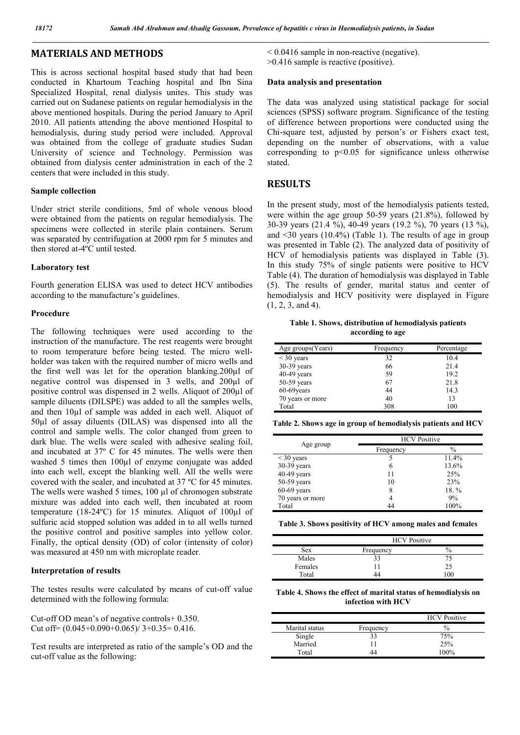## MATERIALS AND METHODS

This is across sectional hospital based study that had been conducted in Khartoum Teaching hospital and Ibn Sina Specialized Hospital, renal dialysis unites. This study was carried out on Sudanese patients on regular hemodialysis in the above mentioned hospitals. During the period January to April 2010. All patients attending the above mentioned Hospital to hemodialysis, during study period were included. Approval was obtained from the college of graduate studies Sudan University of science and Technology. Permission was obtained from dialysis center administration in each of the 2 centers that were included in this study.

### Sample collection

Under strict sterile conditions, 5ml of whole venous blood were obtained from the patients on regular hemodialysis. The specimens were collected in sterile plain containers. Serum was separated by centrifugation at 2000 rpm for 5 minutes and then stored at-4ºC until tested.

### Laboratory test

Fourth generation ELISA was used to detect HCV antibodies according to the manufacture's guidelines.

### Procedure

The following techniques were used according to the instruction of the manufacture. The rest reagents were brought to room temperature before being tested. The micro well-holder was taken with the required number of micro wells and the first well was let for the operation blanking.200µl of negative control was dispensed in 3 wells, and 200µl of positive control was dispensed in 2 wells. Aliquot of 200µl of sample diluents (DILSPE) was added to all the samples wells, and then 10µl of sample was added in each well. Aliquot of 50µl of assay diluents (DILAS) was dispensed into all the control and sample wells. The color changed from green to dark blue. The wells were sealed with adhesive sealing foil, and incubated at 37º C for 45 minutes. The wells were then washed 5 times then 100µl of enzyme conjugate was added into each well, except the blanking well. All the wells were covered with the sealer, and incubated at 37 ºC for 45 minutes. The wells were washed 5 times, 100 µl of chromogen substrate mixture was added into each well, then incubated at room temperature (18-24ºC) for 15 minutes. Aliquot of 100µl of sulfuric acid stopped solution was added in to all wells turned the positive control and positive samples into yellow color. Finally, the optical density (OD) of color (intensity of color) was measured at 450 nm with microplate reader.

### Interpretation of results

The testes results were calculated by means of cut-off value determined with the following formula:

Cut-off OD mean's of negative controls+ 0.350.
Cut off= (0.045+0.090+0.065)/ 3+0.35= 0.416.

Test results are interpreted as ratio of the sample's OD and the cut-off value as the following:

< 0.0416 sample in non-reactive (negative).
>0.416 sample is reactive (positive).

### Data analysis and presentation

The data was analyzed using statistical package for social sciences (SPSS) software program. Significance of the testing of difference between proportions were conducted using the Chi-square test, adjusted by person's or Fishers exact test, depending on the number of observations, with a value corresponding to $p<0.05$ for significance unless otherwise stated.

## RESULTS

In the present study, most of the hemodialysis patients tested, were within the age group 50-59 years (21.8%), followed by 30-39 years (21.4 %), 40-49 years (19.2 %), 70 years (13 %), and <30 years (10.4%) (Table 1). The results of age in group was presented in Table (2). The analyzed data of positivity of HCV of hemodialysis patients was displayed in Table (3). In this study 75% of single patients were positive to HCV Table (4). The duration of hemodialysis was displayed in Table (5). The results of gender, marital status and center of hemodialysis and HCV positivity were displayed in Figure (1, 2, 3, and 4).

**Table 1. Shows, distribution of hemodialysis patients according to age**

| Age groups(Years) | Frequency | Percentage |
|---|---|---|
| < 30 years | 32 | 10.4 |
| 30-39 years | 66 | 21.4 |
| 40-49 years | 59 | 19.2 |
| 50-59 years | 67 | 21.8 |
| 60-69years | 44 | 14.3 |
| 70 years or more | 40 | 13 |
| Total | 308 | 100 |

**Table 2. Shows age in group of hemodialysis patients and HCV**

| Age group | HCV Positive | |
|---|---|---|
| | Frequency | % |
| < 30 years | 5 | 11.4% |
| 30-39 years | 6 | 13.6% |
| 40-49 years | 11 | 25% |
| 50-59 years | 10 | 23% |
| 60-69 years | 8 | 18. % |
| 70 years or more | 4 | 9% |
| Total | 44 | 100% |

**Table 3. Shows positivity of HCV among males and females**

| | HCV Positive | |
|---|---|---|
| Sex | Frequency | % |
| Males | 33 | 75 |
| Females | 11 | 25 |
| Total | 44 | 100 |

**Table 4. Shows the effect of marital status of hemodialysis on infection with HCV**

| | | HCV Positive |
|---|---|---|
| Marital status | Frequency | % |
| Single | 33 | 75% |
| Married | 11 | 25% |
| Total | 44 | 100% |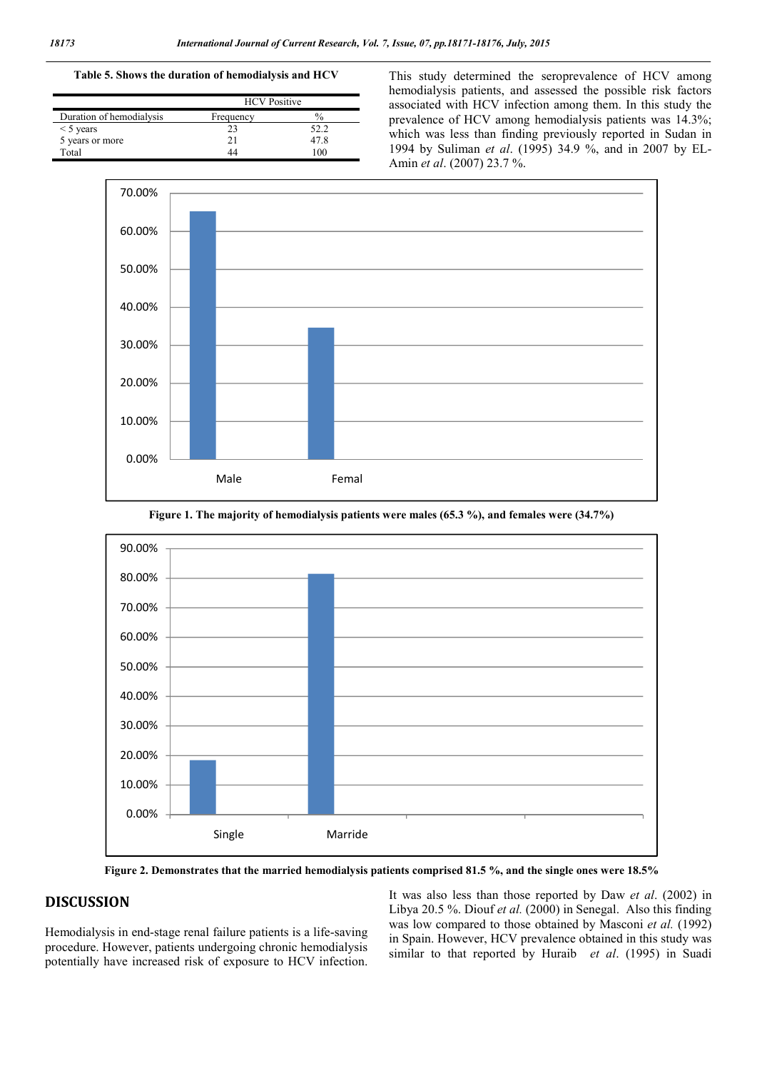**Table 5. Shows the duration of hemodialysis and HCV**

| | HCV Positive | |
|---|---|---|
| Duration of hemodialysis | Frequency | % |
| < 5 years | 23 | 52.2 |
| 5 years or more | 21 | 47.8 |
| Total | 44 | 100 |

This study determined the seroprevalence of HCV among hemodialysis patients, and assessed the possible risk factors associated with HCV infection among them. In this study the prevalence of HCV among hemodialysis patients was 14.3%; which was less than finding previously reported in Sudan in 1994 by Suliman *et al*. (1995) 34.9 %, and in 2007 by EL-Amin *et al*. (2007) 23.7 %.

**Figure 1. The majority of hemodialysis patients were males (65.3 %), and females were (34.7%)**

**Figure 2. Demonstrates that the married hemodialysis patients comprised 81.5 %, and the single ones were 18.5%**

## DISCUSSION

Hemodialysis in end-stage renal failure patients is a life-saving procedure. However, patients undergoing chronic hemodialysis potentially have increased risk of exposure to HCV infection.

It was also less than those reported by Daw *et al*. (2002) in Libya 20.5 %. Diouf *et al.* (2000) in Senegal. Also this finding was low compared to those obtained by Masconi *et al.* (1992) in Spain. However, HCV prevalence obtained in this study was similar to that reported by Huraib *et al*. (1995) in Suadi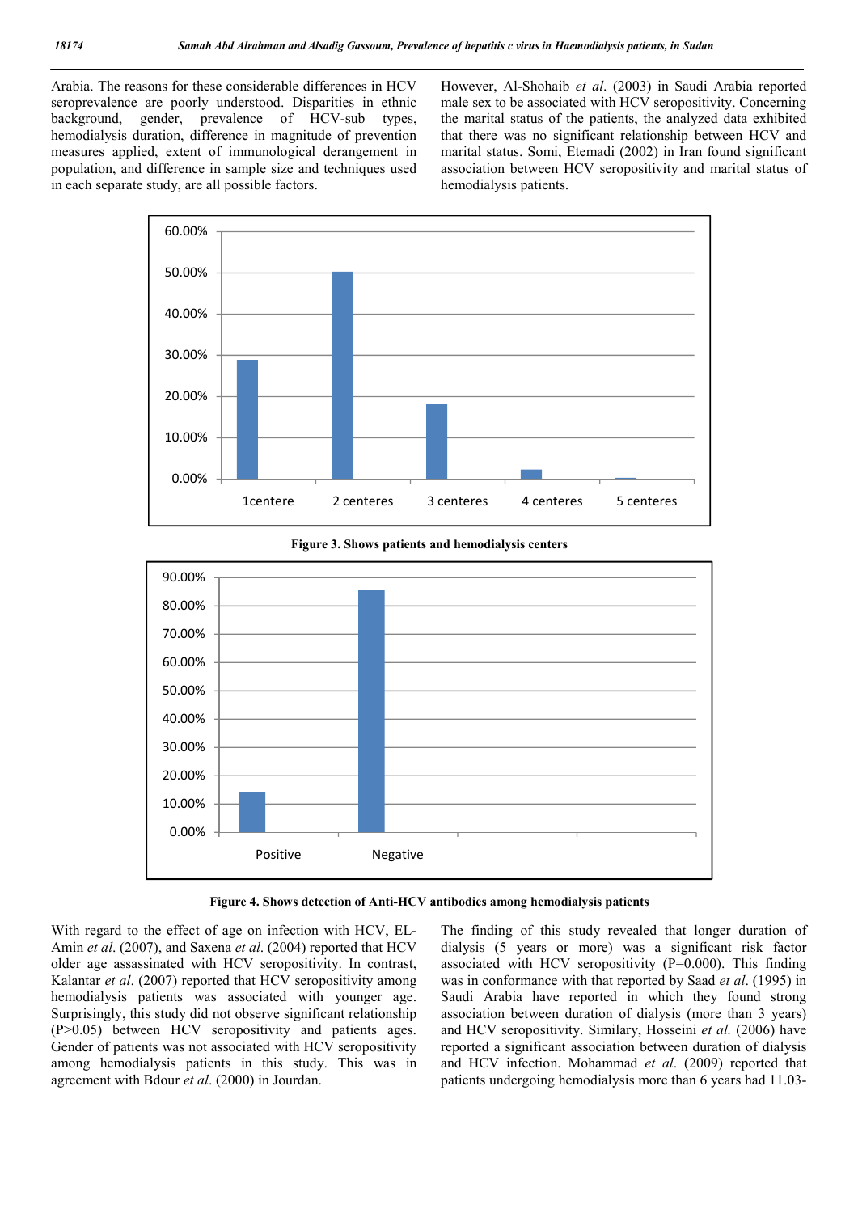Arabia. The reasons for these considerable differences in HCV seroprevalence are poorly understood. Disparities in ethnic background, gender, prevalence of HCV-sub types, hemodialysis duration, difference in magnitude of prevention measures applied, extent of immunological derangement in population, and difference in sample size and techniques used in each separate study, are all possible factors.

However, Al-Shohaib *et al*. (2003) in Saudi Arabia reported male sex to be associated with HCV seropositivity. Concerning the marital status of the patients, the analyzed data exhibited that there was no significant relationship between HCV and marital status. Somi, Etemadi (2002) in Iran found significant association between HCV seropositivity and marital status of hemodialysis patients.

**Figure 3. Shows patients and hemodialysis centers**

**Figure 4. Shows detection of Anti-HCV antibodies among hemodialysis patients**

With regard to the effect of age on infection with HCV, EL-Amin *et al*. (2007), and Saxena *et al*. (2004) reported that HCV older age assassinated with HCV seropositivity. In contrast, Kalantar *et al*. (2007) reported that HCV seropositivity among hemodialysis patients was associated with younger age. Surprisingly, this study did not observe significant relationship (P>0.05) between HCV seropositivity and patients ages. Gender of patients was not associated with HCV seropositivity among hemodialysis patients in this study. This was in agreement with Bdour *et al*. (2000) in Jourdan.

The finding of this study revealed that longer duration of dialysis (5 years or more) was a significant risk factor associated with HCV seropositivity (P=0.000). This finding was in conformance with that reported by Saad *et al*. (1995) in Saudi Arabia have reported in which they found strong association between duration of dialysis (more than 3 years) and HCV seropositivity. Similary, Hosseini *et al.* (2006) have reported a significant association between duration of dialysis and HCV infection. Mohammad *et al*. (2009) reported that patients undergoing hemodialysis more than 6 years had 11.03-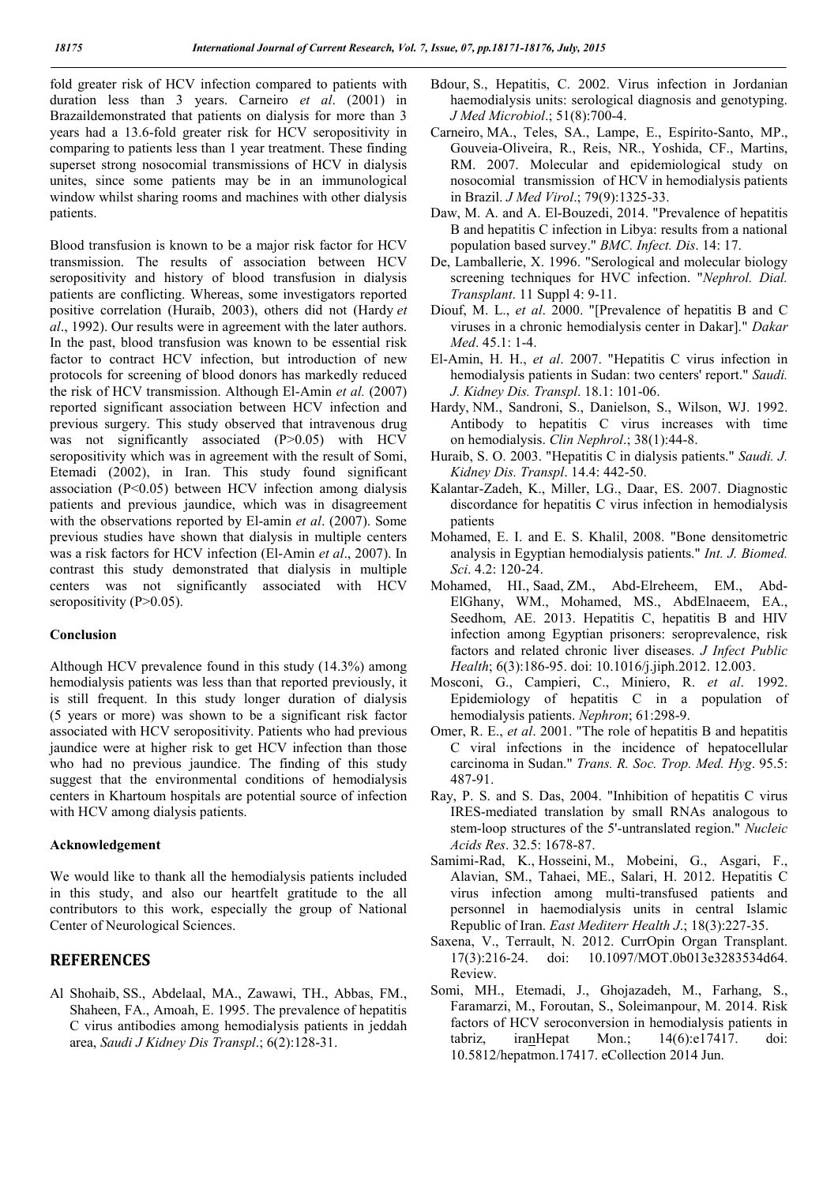fold greater risk of HCV infection compared to patients with duration less than 3 years. Carneiro *et al*. (2001) in Brazildemonstrated that patients on dialysis for more than 3 years had a 13.6-fold greater risk for HCV seropositivity in comparing to patients less than 1 year treatment. These finding superset strong nosocomial transmissions of HCV in dialysis unites, since some patients may be in an immunological window whilst sharing rooms and machines with other dialysis patients.

Blood transfusion is known to be a major risk factor for HCV transmission. The results of association between HCV seropositivity and history of blood transfusion in dialysis patients are conflicting. Whereas, some investigators reported positive correlation (Huraib, 2003), others did not (Hardy *et al*., 1992). Our results were in agreement with the later authors. In the past, blood transfusion was known to be essential risk factor to contract HCV infection, but introduction of new protocols for screening of blood donors has markedly reduced the risk of HCV transmission. Although El-Amin *et al.* (2007) reported significant association between HCV infection and previous surgery. This study observed that intravenous drug was not significantly associated (P>0.05) with HCV seropositivity which was in agreement with the result of Somi, Etemadi (2002), in Iran. This study found significant association (P<0.05) between HCV infection among dialysis patients and previous jaundice, which was in disagreement with the observations reported by El-amin *et al*. (2007). Some previous studies have shown that dialysis in multiple centers was a risk factors for HCV infection (El-Amin *et al*., 2007). In contrast this study demonstrated that dialysis in multiple centers was not significantly associated with HCV seropositivity (P>0.05).

### Conclusion

Although HCV prevalence found in this study (14.3%) among hemodialysis patients was less than that reported previously, it is still frequent. In this study longer duration of dialysis (5 years or more) was shown to be a significant risk factor associated with HCV seropositivity. Patients who had previous jaundice were at higher risk to get HCV infection than those who had no previous jaundice. The finding of this study suggest that the environmental conditions of hemodialysis centers in Khartoum hospitals are potential source of infection with HCV among dialysis patients.

### Acknowledgement

We would like to thank all the hemodialysis patients included in this study, and also our heartfelt gratitude to the all contributors to this work, especially the group of National Center of Neurological Sciences.

## REFERENCES

Al Shohaib, SS., Abdelaal, MA., Zawawi, TH., Abbas, FM., Shaheen, FA., Amoah, E. 1995. The prevalence of hepatitis C virus antibodies among hemodialysis patients in jeddah area, *Saudi J Kidney Dis Transpl*.; 6(2):128-31.

Bdour, S., Hepatitis, C. 2002. Virus infection in Jordanian haemodialysis units: serological diagnosis and genotyping. *J Med Microbiol*.; 51(8):700-4.

Carneiro, MA., Teles, SA., Lampe, E., Espírito-Santo, MP., Gouveia-Oliveira, R., Reis, NR., Yoshida, CF., Martins, RM. 2007. Molecular and epidemiological study on nosocomial transmission of HCV in hemodialysis patients in Brazil. *J Med Virol*.; 79(9):1325-33.

Daw, M. A. and A. El-Bouzedi, 2014. "Prevalence of hepatitis B and hepatitis C infection in Libya: results from a national population based survey." *BMC. Infect. Dis*. 14: 17.

De, Lamballerie, X. 1996. "Serological and molecular biology screening techniques for HVC infection. "*Nephrol. Dial. Transplant*. 11 Suppl 4: 9-11.

Diouf, M. L., *et al*. 2000. "[Prevalence of hepatitis B and C viruses in a chronic hemodialysis center in Dakar]." *Dakar Med*. 45.1: 1-4.

El-Amin, H. H., *et al*. 2007. "Hepatitis C virus infection in hemodialysis patients in Sudan: two centers' report." *Saudi. J. Kidney Dis. Transpl*. 18.1: 101-06.

Hardy, NM., Sandroni, S., Danielson, S., Wilson, WJ. 1992. Antibody to hepatitis C virus increases with time on hemodialysis. *Clin Nephrol*.; 38(1):44-8.

Huraib, S. O. 2003. "Hepatitis C in dialysis patients." *Saudi. J. Kidney Dis. Transpl*. 14.4: 442-50.

Kalantar-Zadeh, K., Miller, LG., Daar, ES. 2007. Diagnostic discordance for hepatitis C virus infection in hemodialysis patients

Mohamed, E. I. and E. S. Khalil, 2008. "Bone densitometric analysis in Egyptian hemodialysis patients." *Int. J. Biomed. Sci*. 4.2: 120-24.

Mohamed, HI., Saad, ZM., Abd-Elreheem, EM., Abd-ElGhany, WM., Mohamed, MS., AbdElnaeem, EA., Seedhom, AE. 2013. Hepatitis C, hepatitis B and HIV infection among Egyptian prisoners: seroprevalence, risk factors and related chronic liver diseases. *J Infect Public Health*; 6(3):186-95. doi: 10.1016/j.jiph.2012. 12.003.

Mosconi, G., Campieri, C., Miniero, R. *et al*. 1992. Epidemiology of hepatitis C in a population of hemodialysis patients. *Nephron*; 61:298-9.

Omer, R. E., *et al*. 2001. "The role of hepatitis B and hepatitis C viral infections in the incidence of hepatocellular carcinoma in Sudan." *Trans. R. Soc. Trop. Med. Hyg*. 95.5: 487-91.

Ray, P. S. and S. Das, 2004. "Inhibition of hepatitis C virus IRES-mediated translation by small RNAs analogous to stem-loop structures of the 5'-untranslated region." *Nucleic Acids Res*. 32.5: 1678-87.

Samimi-Rad, K., Hosseini, M., Mobeini, G., Asgari, F., Alavian, SM., Tahaei, ME., Salari, H. 2012. Hepatitis C virus infection among multi-transfused patients and personnel in haemodialysis units in central Islamic Republic of Iran. *East Mediterr Health J*.; 18(3):227-35.

Saxena, V., Terrault, N. 2012. CurrOpin Organ Transplant. 17(3):216-24. doi: 10.1097/MOT.0b013e3283534d64. Review.

Somi, MH., Etemadi, J., Ghojazadeh, M., Farhang, S., Faramarzi, M., Foroutan, S., Soleimanpour, M. 2014. Risk factors of HCV seroconversion in hemodialysis patients in tabriz, iranHepat Mon.; 14(6):e17417. doi: 10.5812/hepatmon.17417. eCollection 2014 Jun.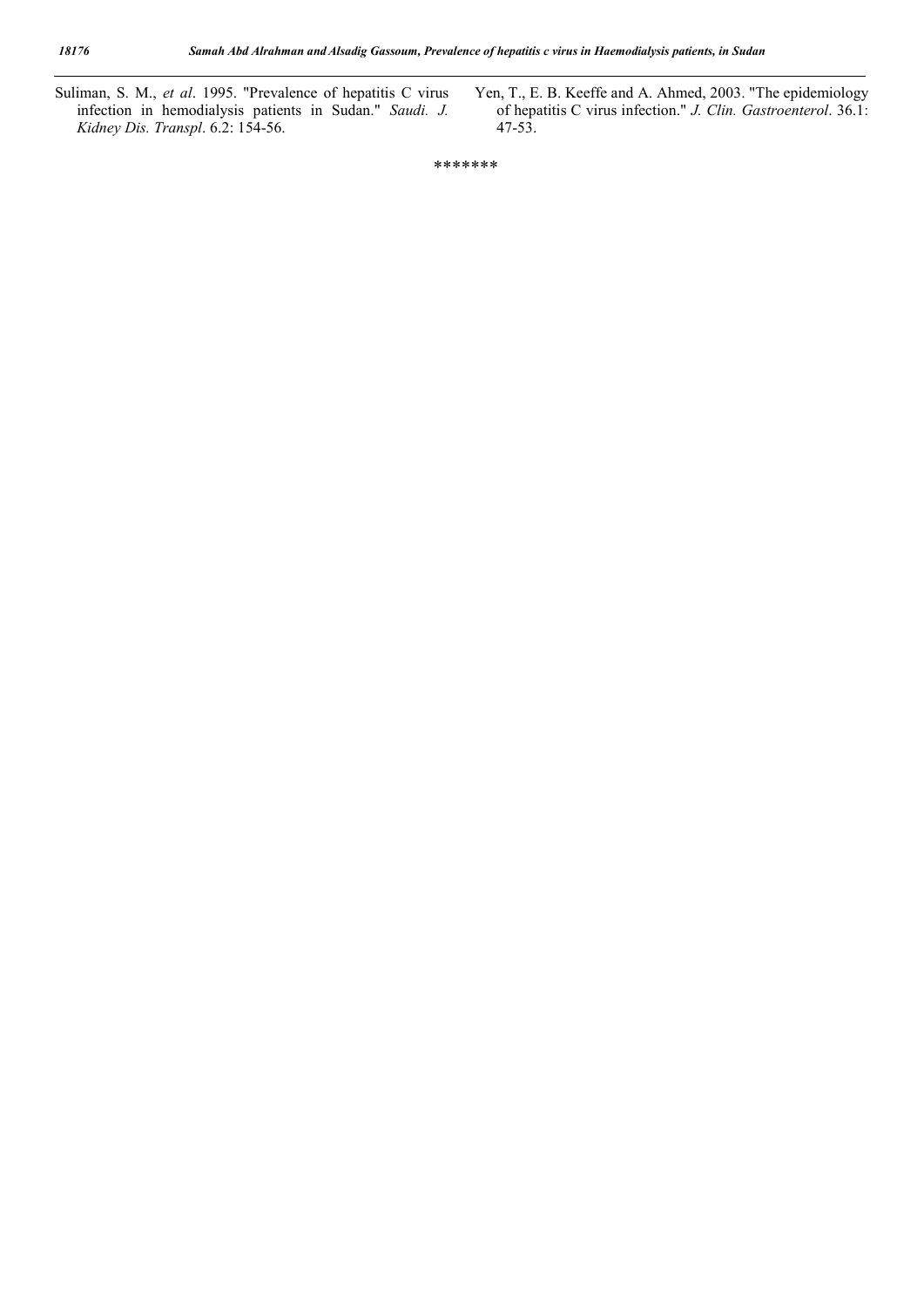Suliman, S. M., *et al*. 1995. "Prevalence of hepatitis C virus infection in hemodialysis patients in Sudan." *Saudi. J. Kidney Dis. Transpl*. 6.2: 154-56.

Yen, T., E. B. Keeffe and A. Ahmed, 2003. "The epidemiology of hepatitis C virus infection." *J. Clin. Gastroenterol*. 36.1: 47-53.

*******